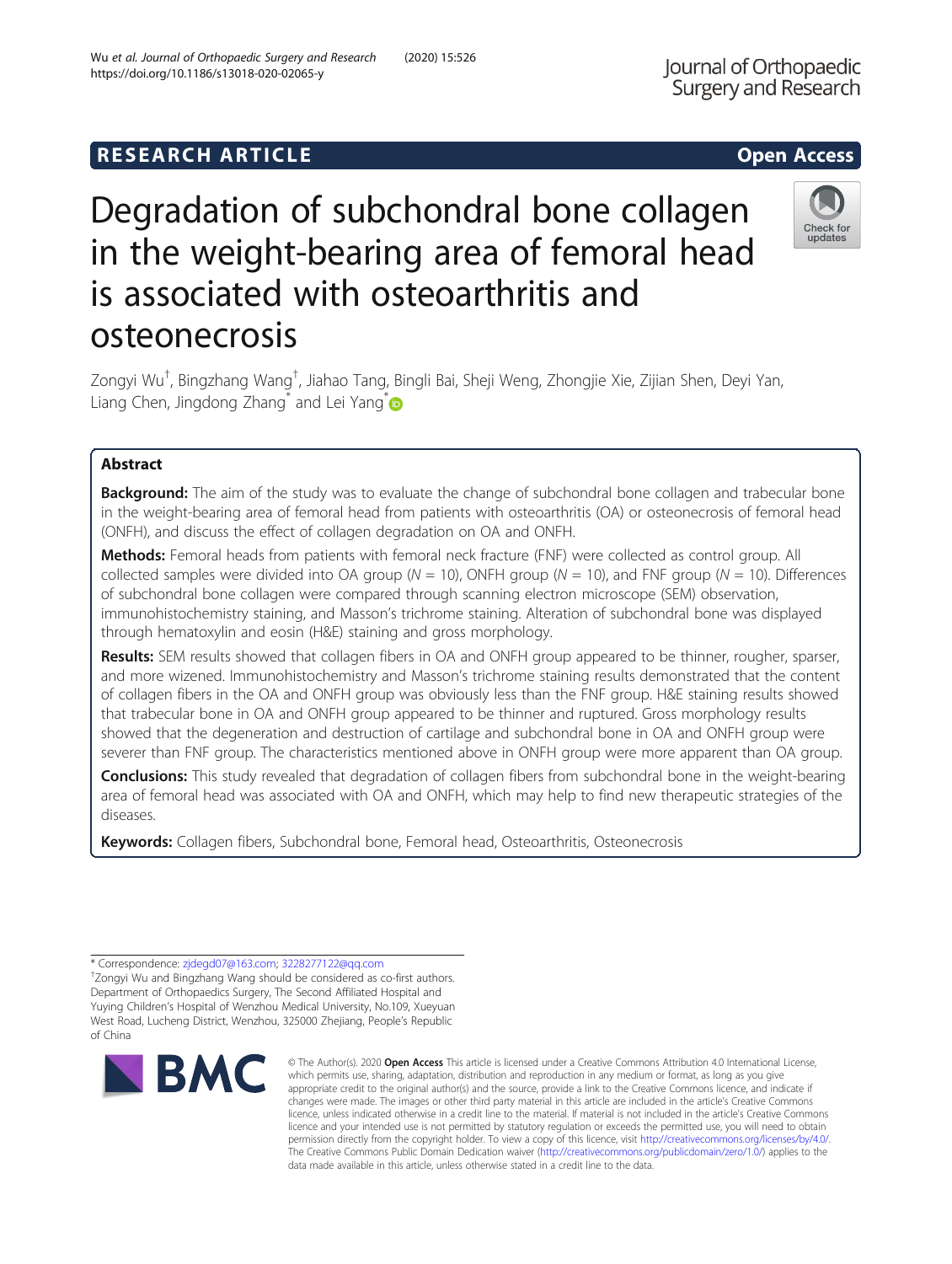RESEARCH ARTICLE

Open Access

# Degradation of subchondral bone collagen in the weight-bearing area of femoral head is associated with osteoarthritis and osteonecrosis

Zongyi Wu[†], Bingzhang Wang[†], Jiahao Tang, Bingli Bai, Sheji Weng, Zhongjie Xie, Zijian Shen, Deyi Yan, Liang Chen, Jingdong Zhang[*] and Lei Yang[*]

## Abstract

**Background:** The aim of the study was to evaluate the change of subchondral bone collagen and trabecular bone in the weight-bearing area of femoral head from patients with osteoarthritis (OA) or osteonecrosis of femoral head (ONFH), and discuss the effect of collagen degradation on OA and ONFH.

**Methods:** Femoral heads from patients with femoral neck fracture (FNF) were collected as control group. All collected samples were divided into OA group ($N = 10$), ONFH group ($N = 10$), and FNF group ($N = 10$). Differences of subchondral bone collagen were compared through scanning electron microscope (SEM) observation, immunohistochemistry staining, and Masson's trichrome staining. Alteration of subchondral bone was displayed through hematoxylin and eosin (H&E) staining and gross morphology.

**Results:** SEM results showed that collagen fibers in OA and ONFH group appeared to be thinner, rougher, sparser, and more wizened. Immunohistochemistry and Masson's trichrome staining results demonstrated that the content of collagen fibers in the OA and ONFH group was obviously less than the FNF group. H&E staining results showed that trabecular bone in OA and ONFH group appeared to be thinner and ruptured. Gross morphology results showed that the degeneration and destruction of cartilage and subchondral bone in OA and ONFH group were severer than FNF group. The characteristics mentioned above in ONFH group were more apparent than OA group.

**Conclusions:** This study revealed that degradation of collagen fibers from subchondral bone in the weight-bearing area of femoral head was associated with OA and ONFH, which may help to find new therapeutic strategies of the diseases.

**Keywords:** Collagen fibers, Subchondral bone, Femoral head, Osteoarthritis, Osteonecrosis

---

\* Correspondence: zjdegd07@163.com; 3228277122@qq.com

[†]Zongyi Wu and Bingzhang Wang should be considered as co-first authors.

Department of Orthopaedics Surgery, The Second Affiliated Hospital and Yuying Children's Hospital of Wenzhou Medical University, No.109, Xueyuan West Road, Lucheng District, Wenzhou, 325000 Zhejiang, People's Republic of China

© The Author(s). 2020 **Open Access** This article is licensed under a Creative Commons Attribution 4.0 International License, which permits use, sharing, adaptation, distribution and reproduction in any medium or format, as long as you give appropriate credit to the original author(s) and the source, provide a link to the Creative Commons licence, and indicate if changes were made. The images or other third party material in this article are included in the article's Creative Commons licence, unless indicated otherwise in a credit line to the material. If material is not included in the article's Creative Commons licence and your intended use is not permitted by statutory regulation or exceeds the permitted use, you will need to obtain permission directly from the copyright holder. To view a copy of this licence, visit http://creativecommons.org/licenses/by/4.0/. The Creative Commons Public Domain Dedication waiver (http://creativecommons.org/publicdomain/zero/1.0/) applies to the data made available in this article, unless otherwise stated in a credit line to the data.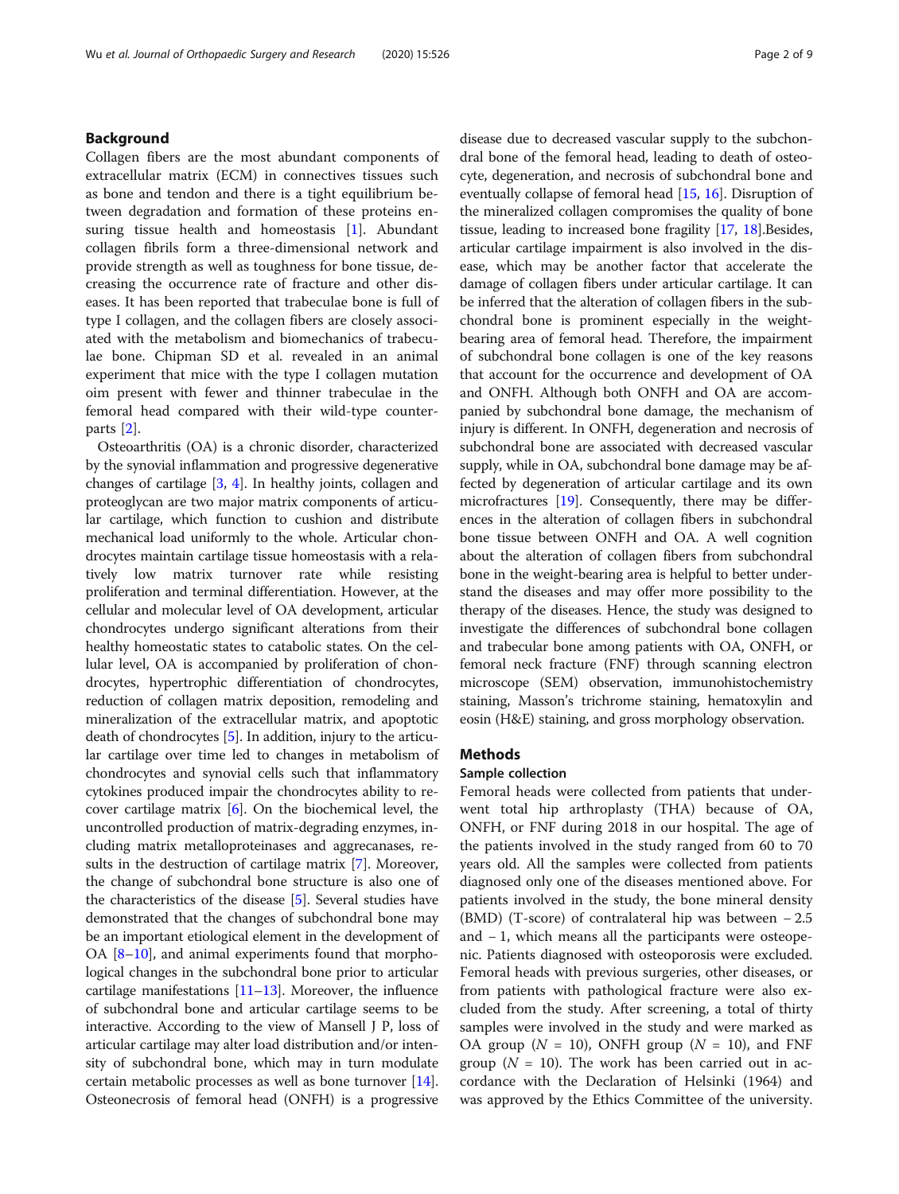## Background

Collagen fibers are the most abundant components of extracellular matrix (ECM) in connectives tissues such as bone and tendon and there is a tight equilibrium between degradation and formation of these proteins ensuring tissue health and homeostasis [1]. Abundant collagen fibrils form a three-dimensional network and provide strength as well as toughness for bone tissue, decreasing the occurrence rate of fracture and other diseases. It has been reported that trabeculae bone is full of type I collagen, and the collagen fibers are closely associated with the metabolism and biomechanics of trabeculae bone. Chipman SD et al. revealed in an animal experiment that mice with the type I collagen mutation oim present with fewer and thinner trabeculae in the femoral head compared with their wild-type counterparts [2].

Osteoarthritis (OA) is a chronic disorder, characterized by the synovial inflammation and progressive degenerative changes of cartilage [3, 4]. In healthy joints, collagen and proteoglycan are two major matrix components of articular cartilage, which function to cushion and distribute mechanical load uniformly to the whole. Articular chondrocytes maintain cartilage tissue homeostasis with a relatively low matrix turnover rate while resisting proliferation and terminal differentiation. However, at the cellular and molecular level of OA development, articular chondrocytes undergo significant alterations from their healthy homeostatic states to catabolic states. On the cellular level, OA is accompanied by proliferation of chondrocytes, hypertrophic differentiation of chondrocytes, reduction of collagen matrix deposition, remodeling and mineralization of the extracellular matrix, and apoptotic death of chondrocytes [5]. In addition, injury to the articular cartilage over time led to changes in metabolism of chondrocytes and synovial cells such that inflammatory cytokines produced impair the chondrocytes ability to recover cartilage matrix [6]. On the biochemical level, the uncontrolled production of matrix-degrading enzymes, including matrix metalloproteinases and aggrecanases, results in the destruction of cartilage matrix [7]. Moreover, the change of subchondral bone structure is also one of the characteristics of the disease [5]. Several studies have demonstrated that the changes of subchondral bone may be an important etiological element in the development of OA [8–10], and animal experiments found that morphological changes in the subchondral bone prior to articular cartilage manifestations [11–13]. Moreover, the influence of subchondral bone and articular cartilage seems to be interactive. According to the view of Mansell J P, loss of articular cartilage may alter load distribution and/or intensity of subchondral bone, which may in turn modulate certain metabolic processes as well as bone turnover [14]. Osteonecrosis of femoral head (ONFH) is a progressive disease due to decreased vascular supply to the subchondral bone of the femoral head, leading to death of osteocyte, degeneration, and necrosis of subchondral bone and eventually collapse of femoral head [15, 16]. Disruption of the mineralized collagen compromises the quality of bone tissue, leading to increased bone fragility [17, 18].Besides, articular cartilage impairment is also involved in the disease, which may be another factor that accelerate the damage of collagen fibers under articular cartilage. It can be inferred that the alteration of collagen fibers in the subchondral bone is prominent especially in the weight-bearing area of femoral head. Therefore, the impairment of subchondral bone collagen is one of the key reasons that account for the occurrence and development of OA and ONFH. Although both ONFH and OA are accompanied by subchondral bone damage, the mechanism of injury is different. In ONFH, degeneration and necrosis of subchondral bone are associated with decreased vascular supply, while in OA, subchondral bone damage may be affected by degeneration of articular cartilage and its own microfractures [19]. Consequently, there may be differences in the alteration of collagen fibers in subchondral bone tissue between ONFH and OA. A well cognition about the alteration of collagen fibers from subchondral bone in the weight-bearing area is helpful to better understand the diseases and may offer more possibility to the therapy of the diseases. Hence, the study was designed to investigate the differences of subchondral bone collagen and trabecular bone among patients with OA, ONFH, or femoral neck fracture (FNF) through scanning electron microscope (SEM) observation, immunohistochemistry staining, Masson's trichrome staining, hematoxylin and eosin (H&E) staining, and gross morphology observation.

## Methods

### Sample collection

Femoral heads were collected from patients that underwent total hip arthroplasty (THA) because of OA, ONFH, or FNF during 2018 in our hospital. The age of the patients involved in the study ranged from 60 to 70 years old. All the samples were collected from patients diagnosed only one of the diseases mentioned above. For patients involved in the study, the bone mineral density (BMD) (T-score) of contralateral hip was between − 2.5 and − 1, which means all the participants were osteopenic. Patients diagnosed with osteoporosis were excluded. Femoral heads with previous surgeries, other diseases, or from patients with pathological fracture were also excluded from the study. After screening, a total of thirty samples were involved in the study and were marked as OA group ($N$ = 10), ONFH group ($N$ = 10), and FNF group ($N$ = 10). The work has been carried out in accordance with the Declaration of Helsinki (1964) and was approved by the Ethics Committee of the university.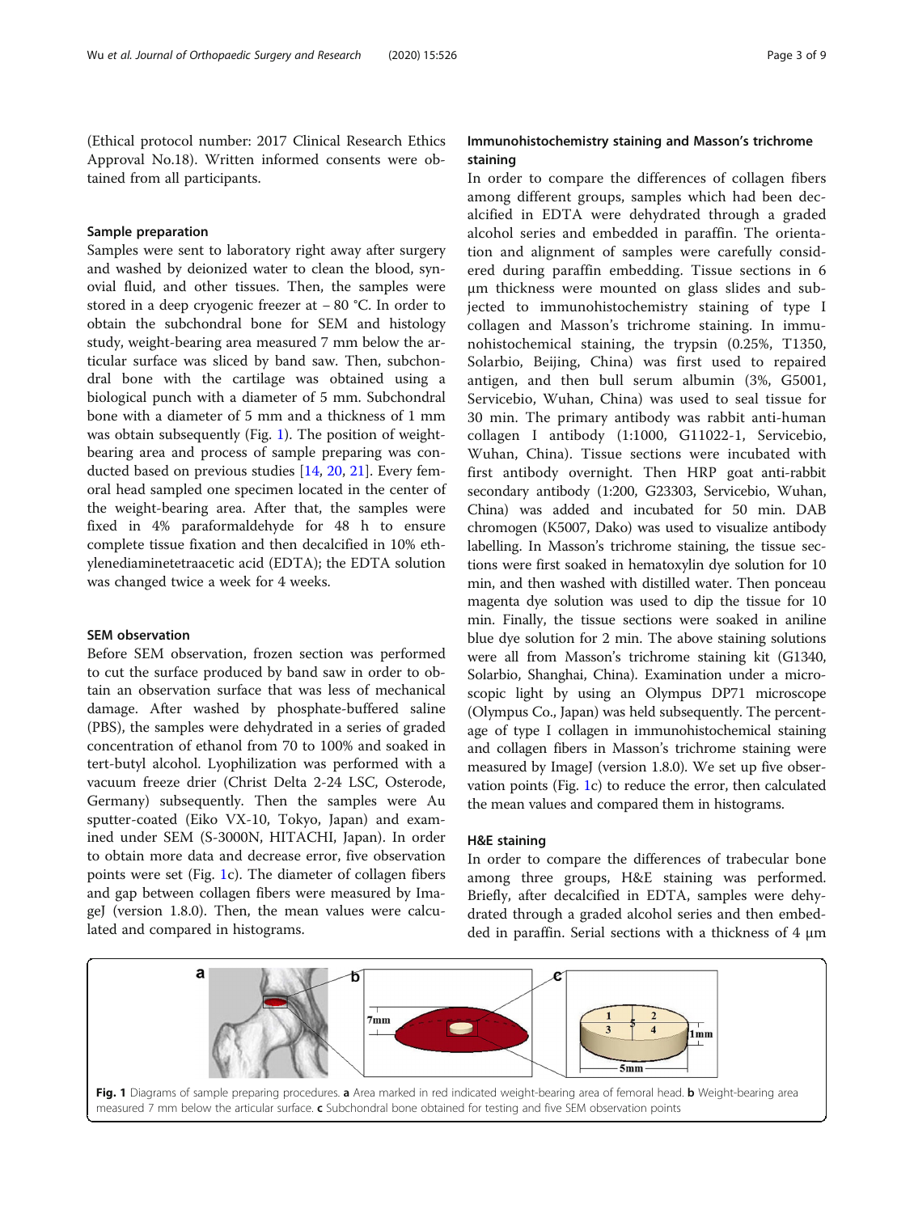(Ethical protocol number: 2017 Clinical Research Ethics Approval No.18). Written informed consents were obtained from all participants.

### Sample preparation

Samples were sent to laboratory right away after surgery and washed by deionized water to clean the blood, synovial fluid, and other tissues. Then, the samples were stored in a deep cryogenic freezer at − 80 °C. In order to obtain the subchondral bone for SEM and histology study, weight-bearing area measured 7 mm below the articular surface was sliced by band saw. Then, subchondral bone with the cartilage was obtained using a biological punch with a diameter of 5 mm. Subchondral bone with a diameter of 5 mm and a thickness of 1 mm was obtain subsequently (Fig. 1). The position of weight-bearing area and process of sample preparing was conducted based on previous studies [14, 20, 21]. Every femoral head sampled one specimen located in the center of the weight-bearing area. After that, the samples were fixed in 4% paraformaldehyde for 48 h to ensure complete tissue fixation and then decalcified in 10% ethylenediaminetetraacetic acid (EDTA); the EDTA solution was changed twice a week for 4 weeks.

### SEM observation

Before SEM observation, frozen section was performed to cut the surface produced by band saw in order to obtain an observation surface that was less of mechanical damage. After washed by phosphate-buffered saline (PBS), the samples were dehydrated in a series of graded concentration of ethanol from 70 to 100% and soaked in tert-butyl alcohol. Lyophilization was performed with a vacuum freeze drier (Christ Delta 2-24 LSC, Osterode, Germany) subsequently. Then the samples were Au sputter-coated (Eiko VX-10, Tokyo, Japan) and examined under SEM (S-3000N, HITACHI, Japan). In order to obtain more data and decrease error, five observation points were set (Fig. 1c). The diameter of collagen fibers and gap between collagen fibers were measured by ImageJ (version 1.8.0). Then, the mean values were calculated and compared in histograms.

### Immunohistochemistry staining and Masson's trichrome staining

In order to compare the differences of collagen fibers among different groups, samples which had been decalcified in EDTA were dehydrated through a graded alcohol series and embedded in paraffin. The orientation and alignment of samples were carefully considered during paraffin embedding. Tissue sections in 6 μm thickness were mounted on glass slides and subjected to immunohistochemistry staining of type I collagen and Masson's trichrome staining. In immunohistochemical staining, the trypsin (0.25%, T1350, Solarbio, Beijing, China) was first used to repaired antigen, and then bull serum albumin (3%, G5001, Servicebio, Wuhan, China) was used to seal tissue for 30 min. The primary antibody was rabbit anti-human collagen I antibody (1:1000, G11022-1, Servicebio, Wuhan, China). Tissue sections were incubated with first antibody overnight. Then HRP goat anti-rabbit secondary antibody (1:200, G23303, Servicebio, Wuhan, China) was added and incubated for 50 min. DAB chromogen (K5007, Dako) was used to visualize antibody labelling. In Masson's trichrome staining, the tissue sections were first soaked in hematoxylin dye solution for 10 min, and then washed with distilled water. Then ponceau magenta dye solution was used to dip the tissue for 10 min. Finally, the tissue sections were soaked in aniline blue dye solution for 2 min. The above staining solutions were all from Masson's trichrome staining kit (G1340, Solarbio, Shanghai, China). Examination under a microscopic light by using an Olympus DP71 microscope (Olympus Co., Japan) was held subsequently. The percentage of type I collagen in immunohistochemical staining and collagen fibers in Masson's trichrome staining were measured by ImageJ (version 1.8.0). We set up five observation points (Fig. 1c) to reduce the error, then calculated the mean values and compared them in histograms.

### H&E staining

In order to compare the differences of trabecular bone among three groups, H&E staining was performed. Briefly, after decalcified in EDTA, samples were dehydrated through a graded alcohol series and then embedded in paraffin. Serial sections with a thickness of 4 μm

**Fig. 1** Diagrams of sample preparing procedures. **a** Area marked in red indicated weight-bearing area of femoral head. **b** Weight-bearing area measured 7 mm below the articular surface. **c** Subchondral bone obtained for testing and five SEM observation points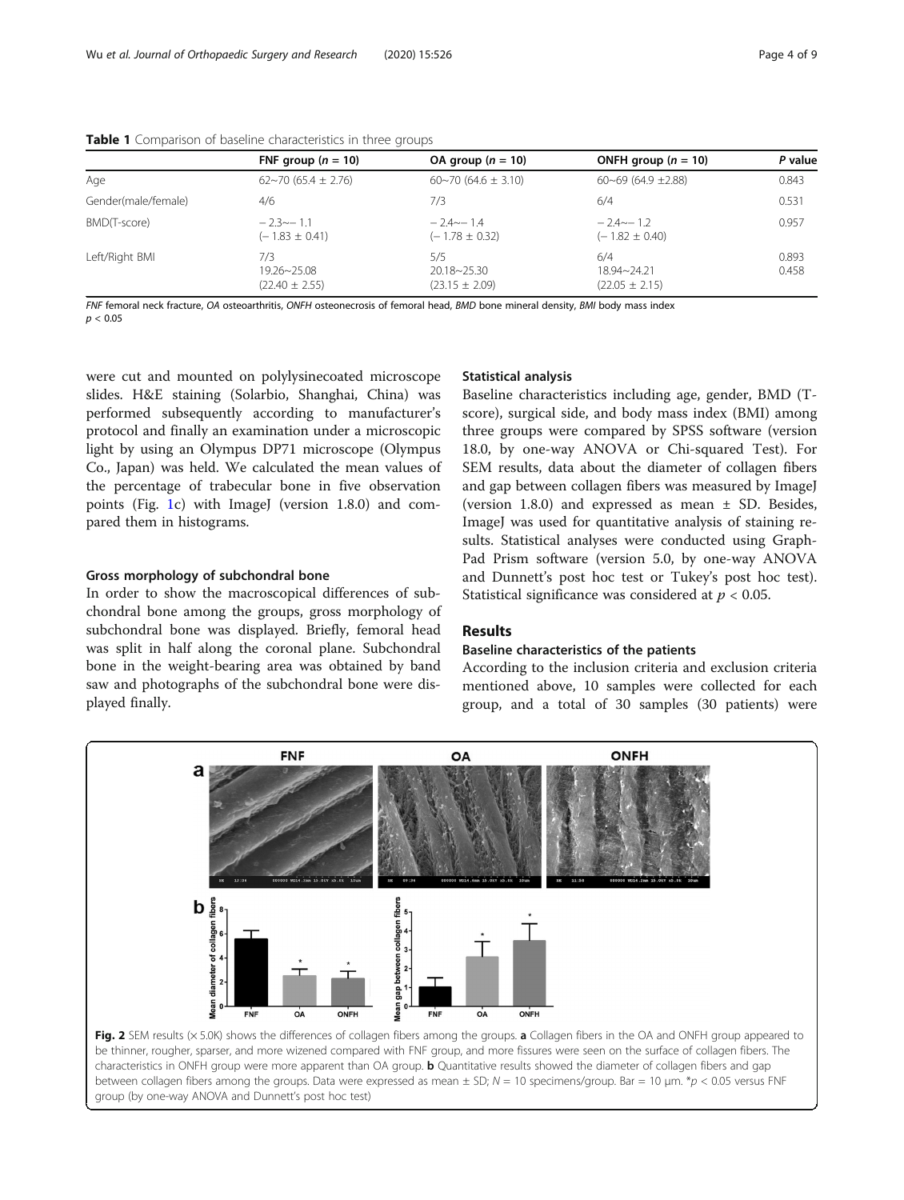**Table 1** Comparison of baseline characteristics in three groups

| | FNF group ($n = 10$) | OA group ($n = 10$) | ONFH group ($n = 10$) | *P* value |
|---|---|---|---|---|
| Age | 62~70 (65.4 ± 2.76) | 60~70 (64.6 ± 3.10) | 60~69 (64.9 ±2.88) | 0.843 |
| Gender(male/female) | 4/6 | 7/3 | 6/4 | 0.531 |
| BMD(T-score) | − 2.3~− 1.1 (− 1.83 ± 0.41) | − 2.4~− 1.4 (− 1.78 ± 0.32) | − 2.4~− 1.2 (− 1.82 ± 0.40) | 0.957 |
| Left/Right BMI | 7/3 19.26~25.08 (22.40 ± 2.55) | 5/5 20.18~25.30 (23.15 ± 2.09) | 6/4 18.94~24.21 (22.05 ± 2.15) | 0.893 0.458 |

*FNF* femoral neck fracture, *OA* osteoarthritis, *ONFH* osteonecrosis of femoral head, *BMD* bone mineral density, *BMI* body mass index
$p < 0.05$

were cut and mounted on polylysinecoated microscope slides. H&E staining (Solarbio, Shanghai, China) was performed subsequently according to manufacturer's protocol and finally an examination under a microscopic light by using an Olympus DP71 microscope (Olympus Co., Japan) was held. We calculated the mean values of the percentage of trabecular bone in five observation points (Fig. 1c) with ImageJ (version 1.8.0) and compared them in histograms.

### Gross morphology of subchondral bone

In order to show the macroscopical differences of subchondral bone among the groups, gross morphology of subchondral bone was displayed. Briefly, femoral head was split in half along the coronal plane. Subchondral bone in the weight-bearing area was obtained by band saw and photographs of the subchondral bone were displayed finally.

### Statistical analysis

Baseline characteristics including age, gender, BMD (T-score), surgical side, and body mass index (BMI) among three groups were compared by SPSS software (version 18.0, by one-way ANOVA or Chi-squared Test). For SEM results, data about the diameter of collagen fibers and gap between collagen fibers was measured by ImageJ (version 1.8.0) and expressed as mean ± SD. Besides, ImageJ was used for quantitative analysis of staining results. Statistical analyses were conducted using GraphPad Prism software (version 5.0, by one-way ANOVA and Dunnett's post hoc test or Tukey's post hoc test). Statistical significance was considered at $p < 0.05$.

## Results

### Baseline characteristics of the patients

According to the inclusion criteria and exclusion criteria mentioned above, 10 samples were collected for each group, and a total of 30 samples (30 patients) were

**Fig. 2** SEM results (× 5.0K) shows the differences of collagen fibers among the groups. **a** Collagen fibers in the OA and ONFH group appeared to be thinner, rougher, sparser, and more wizened compared with FNF group, and more fissures were seen on the surface of collagen fibers. The characteristics in ONFH group were more apparent than OA group. **b** Quantitative results showed the diameter of collagen fibers and gap between collagen fibers among the groups. Data were expressed as mean ± SD; $N = 10$ specimens/group. Bar = 10 μm. \*$p < 0.05$ versus FNF group (by one-way ANOVA and Dunnett's post hoc test)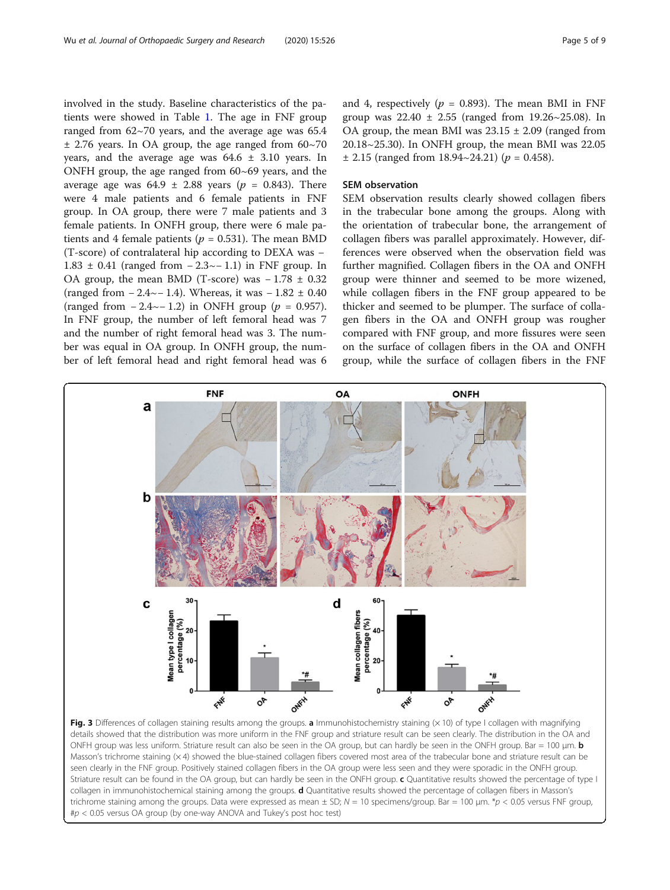involved in the study. Baseline characteristics of the patients were showed in Table 1. The age in FNF group ranged from 62~70 years, and the average age was 65.4 ± 2.76 years. In OA group, the age ranged from 60~70 years, and the average age was 64.6 ± 3.10 years. In ONFH group, the age ranged from 60~69 years, and the average age was 64.9 ± 2.88 years ($p$ = 0.843). There were 4 male patients and 6 female patients in FNF group. In OA group, there were 7 male patients and 3 female patients. In ONFH group, there were 6 male patients and 4 female patients ($p$ = 0.531). The mean BMD (T-score) of contralateral hip according to DEXA was − 1.83 ± 0.41 (ranged from − 2.3~− 1.1) in FNF group. In OA group, the mean BMD (T-score) was − 1.78 ± 0.32 (ranged from − 2.4~− 1.4). Whereas, it was − 1.82 ± 0.40 (ranged from − 2.4~− 1.2) in ONFH group ($p$ = 0.957). In FNF group, the number of left femoral head was 7 and the number of right femoral head was 3. The number was equal in OA group. In ONFH group, the number of left femoral head and right femoral head was 6 and 4, respectively ($p$ = 0.893). The mean BMI in FNF group was 22.40 ± 2.55 (ranged from 19.26~25.08). In OA group, the mean BMI was 23.15 ± 2.09 (ranged from 20.18~25.30). In ONFH group, the mean BMI was 22.05 ± 2.15 (ranged from 18.94~24.21) ($p$ = 0.458).

## SEM observation

SEM observation results clearly showed collagen fibers in the trabecular bone among the groups. Along with the orientation of trabecular bone, the arrangement of collagen fibers was parallel approximately. However, differences were observed when the observation field was further magnified. Collagen fibers in the OA and ONFH group were thinner and seemed to be more wizened, while collagen fibers in the FNF group appeared to be thicker and seemed to be plumper. The surface of collagen fibers in the OA and ONFH group was rougher compared with FNF group, and more fissures were seen on the surface of collagen fibers in the OA and ONFH group, while the surface of collagen fibers in the FNF

**Fig. 3** Differences of collagen staining results among the groups. **a** Immunohistochemistry staining (× 10) of type I collagen with magnifying details showed that the distribution was more uniform in the FNF group and striature result can be seen clearly. The distribution in the OA and ONFH group was less uniform. Striature result can also be seen in the OA group, but can hardly be seen in the ONFH group. Bar = 100 μm. **b** Masson's trichrome staining (× 4) showed the blue-stained collagen fibers covered most area of the trabecular bone and striature result can be seen clearly in the FNF group. Positively stained collagen fibers in the OA group were less seen and they were sporadic in the ONFH group. Striature result can be found in the OA group, but can hardly be seen in the ONFH group. **c** Quantitative results showed the percentage of type I collagen in immunohistochemical staining among the groups. **d** Quantitative results showed the percentage of collagen fibers in Masson's trichrome staining among the groups. Data were expressed as mean ± SD; $N$ = 10 specimens/group. Bar = 100 μm. *$p$ < 0.05 versus FNF group, #$p$ < 0.05 versus OA group (by one-way ANOVA and Tukey's post hoc test)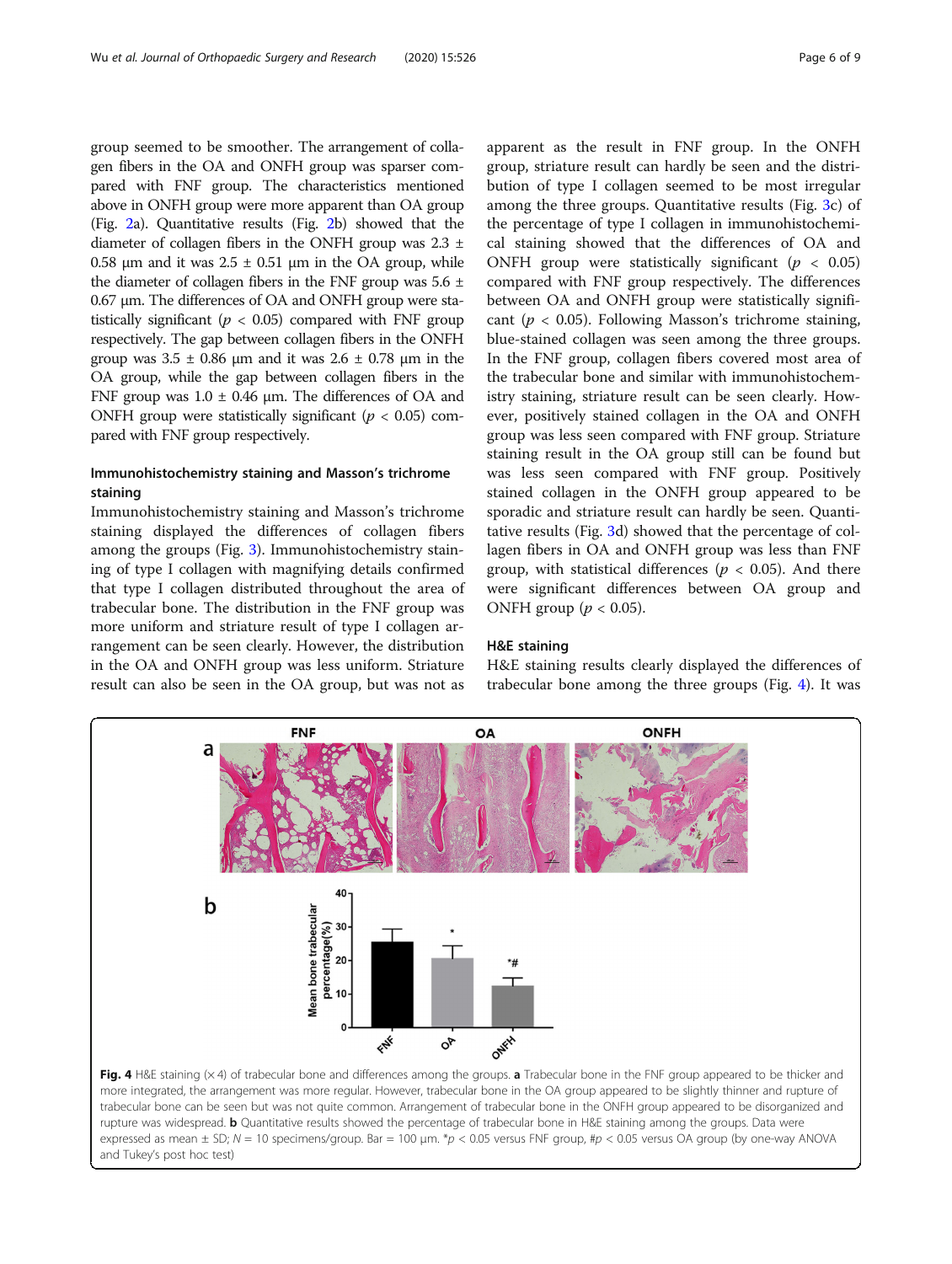group seemed to be smoother. The arrangement of collagen fibers in the OA and ONFH group was sparser compared with FNF group. The characteristics mentioned above in ONFH group were more apparent than OA group (Fig. 2a). Quantitative results (Fig. 2b) showed that the diameter of collagen fibers in the ONFH group was 2.3 ± 0.58 μm and it was 2.5 ± 0.51 μm in the OA group, while the diameter of collagen fibers in the FNF group was 5.6 ± 0.67 μm. The differences of OA and ONFH group were statistically significant ($p < 0.05$) compared with FNF group respectively. The gap between collagen fibers in the ONFH group was 3.5 ± 0.86 μm and it was 2.6 ± 0.78 μm in the OA group, while the gap between collagen fibers in the FNF group was 1.0 ± 0.46 μm. The differences of OA and ONFH group were statistically significant ($p < 0.05$) compared with FNF group respectively.

### Immunohistochemistry staining and Masson's trichrome staining

Immunohistochemistry staining and Masson's trichrome staining displayed the differences of collagen fibers among the groups (Fig. 3). Immunohistochemistry staining of type I collagen with magnifying details confirmed that type I collagen distributed throughout the area of trabecular bone. The distribution in the FNF group was more uniform and striature result of type I collagen arrangement can be seen clearly. However, the distribution in the OA and ONFH group was less uniform. Striature result can also be seen in the OA group, but was not as apparent as the result in FNF group. In the ONFH group, striature result can hardly be seen and the distribution of type I collagen seemed to be most irregular among the three groups. Quantitative results (Fig. 3c) of the percentage of type I collagen in immunohistochemical staining showed that the differences of OA and ONFH group were statistically significant ($p < 0.05$) compared with FNF group respectively. The differences between OA and ONFH group were statistically significant ($p < 0.05$). Following Masson's trichrome staining, blue-stained collagen was seen among the three groups. In the FNF group, collagen fibers covered most area of the trabecular bone and similar with immunohistochemistry staining, striature result can be seen clearly. However, positively stained collagen in the OA and ONFH group was less seen compared with FNF group. Striature staining result in the OA group still can be found but was less seen compared with FNF group. Positively stained collagen in the ONFH group appeared to be sporadic and striature result can hardly be seen. Quantitative results (Fig. 3d) showed that the percentage of collagen fibers in OA and ONFH group was less than FNF group, with statistical differences ($p < 0.05$). And there were significant differences between OA group and ONFH group ($p < 0.05$).

### H&E staining

H&E staining results clearly displayed the differences of trabecular bone among the three groups (Fig. 4). It was

**Fig. 4** H&E staining (× 4) of trabecular bone and differences among the groups. **a** Trabecular bone in the FNF group appeared to be thicker and more integrated, the arrangement was more regular. However, trabecular bone in the OA group appeared to be slightly thinner and rupture of trabecular bone can be seen but was not quite common. Arrangement of trabecular bone in the ONFH group appeared to be disorganized and rupture was widespread. **b** Quantitative results showed the percentage of trabecular bone in H&E staining among the groups. Data were expressed as mean ± SD; $N = 10$ specimens/group. Bar = 100 μm. *$p < 0.05$ versus FNF group, #$p < 0.05$ versus OA group (by one-way ANOVA and Tukey's post hoc test)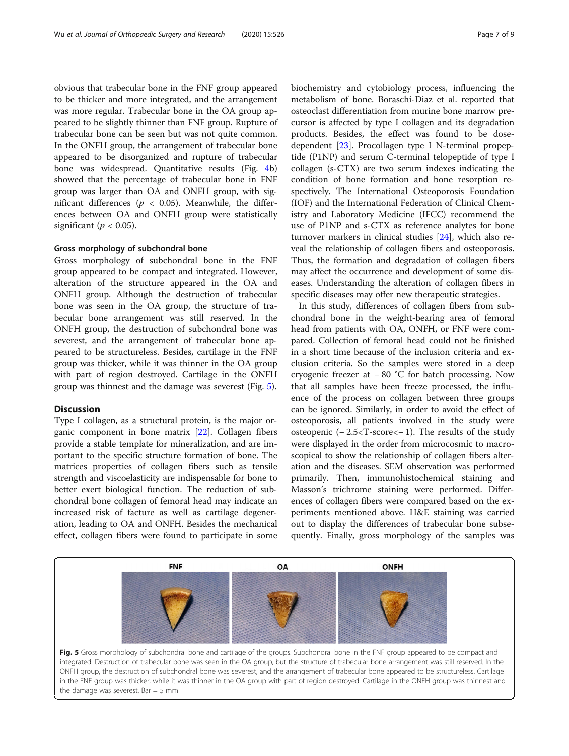obvious that trabecular bone in the FNF group appeared to be thicker and more integrated, and the arrangement was more regular. Trabecular bone in the OA group appeared to be slightly thinner than FNF group. Rupture of trabecular bone can be seen but was not quite common. In the ONFH group, the arrangement of trabecular bone appeared to be disorganized and rupture of trabecular bone was widespread. Quantitative results (Fig. 4b) showed that the percentage of trabecular bone in FNF group was larger than OA and ONFH group, with significant differences ($p < 0.05$). Meanwhile, the differences between OA and ONFH group were statistically significant ($p < 0.05$).

#### Gross morphology of subchondral bone

Gross morphology of subchondral bone in the FNF group appeared to be compact and integrated. However, alteration of the structure appeared in the OA and ONFH group. Although the destruction of trabecular bone was seen in the OA group, the structure of trabecular bone arrangement was still reserved. In the ONFH group, the destruction of subchondral bone was severest, and the arrangement of trabecular bone appeared to be structureless. Besides, cartilage in the FNF group was thicker, while it was thinner in the OA group with part of region destroyed. Cartilage in the ONFH group was thinnest and the damage was severest (Fig. 5).

## Discussion

Type I collagen, as a structural protein, is the major organic component in bone matrix [22]. Collagen fibers provide a stable template for mineralization, and are important to the specific structure formation of bone. The matrices properties of collagen fibers such as tensile strength and viscoelasticity are indispensable for bone to better exert biological function. The reduction of subchondral bone collagen of femoral head may indicate an increased risk of facture as well as cartilage degeneration, leading to OA and ONFH. Besides the mechanical effect, collagen fibers were found to participate in some biochemistry and cytobiology process, influencing the metabolism of bone. Boraschi-Diaz et al. reported that osteoclast differentiation from murine bone marrow precursor is affected by type I collagen and its degradation products. Besides, the effect was found to be dose-dependent [23]. Procollagen type I N-terminal propeptide (P1NP) and serum C-terminal telopeptide of type I collagen (s-CTX) are two serum indexes indicating the condition of bone formation and bone resorption respectively. The International Osteoporosis Foundation (IOF) and the International Federation of Clinical Chemistry and Laboratory Medicine (IFCC) recommend the use of P1NP and s-CTX as reference analytes for bone turnover markers in clinical studies [24], which also reveal the relationship of collagen fibers and osteoporosis. Thus, the formation and degradation of collagen fibers may affect the occurrence and development of some diseases. Understanding the alteration of collagen fibers in specific diseases may offer new therapeutic strategies.

In this study, differences of collagen fibers from subchondral bone in the weight-bearing area of femoral head from patients with OA, ONFH, or FNF were compared. Collection of femoral head could not be finished in a short time because of the inclusion criteria and exclusion criteria. So the samples were stored in a deep cryogenic freezer at − 80 °C for batch processing. Now that all samples have been freeze processed, the influence of the process on collagen between three groups can be ignored. Similarly, in order to avoid the effect of osteoporosis, all patients involved in the study were osteopenic (− 2.5<T-score<− 1). The results of the study were displayed in the order from microcosmic to macroscopical to show the relationship of collagen fibers alteration and the diseases. SEM observation was performed primarily. Then, immunohistochemical staining and Masson's trichrome staining were performed. Differences of collagen fibers were compared based on the experiments mentioned above. H&E staining was carried out to display the differences of trabecular bone subsequently. Finally, gross morphology of the samples was

**Fig. 5** Gross morphology of subchondral bone and cartilage of the groups. Subchondral bone in the FNF group appeared to be compact and integrated. Destruction of trabecular bone was seen in the OA group, but the structure of trabecular bone arrangement was still reserved. In the ONFH group, the destruction of subchondral bone was severest, and the arrangement of trabecular bone appeared to be structureless. Cartilage in the FNF group was thicker, while it was thinner in the OA group with part of region destroyed. Cartilage in the ONFH group was thinnest and the damage was severest. Bar = 5 mm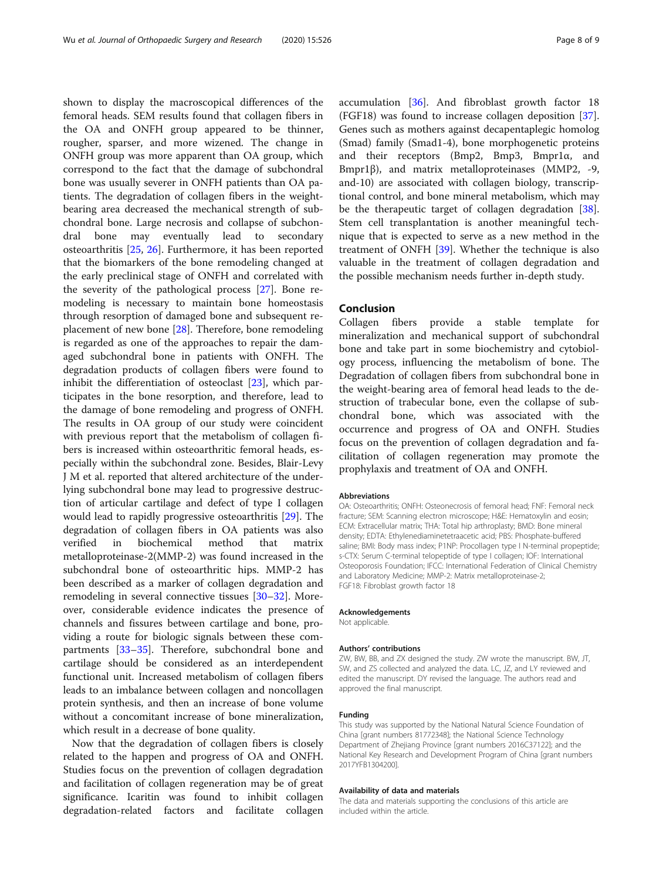shown to display the macroscopical differences of the femoral heads. SEM results found that collagen fibers in the OA and ONFH group appeared to be thinner, rougher, sparser, and more wizened. The change in ONFH group was more apparent than OA group, which correspond to the fact that the damage of subchondral bone was usually severer in ONFH patients than OA patients. The degradation of collagen fibers in the weight-bearing area decreased the mechanical strength of subchondral bone. Large necrosis and collapse of subchondral bone may eventually lead to secondary osteoarthritis [25, 26]. Furthermore, it has been reported that the biomarkers of the bone remodeling changed at the early preclinical stage of ONFH and correlated with the severity of the pathological process [27]. Bone remodeling is necessary to maintain bone homeostasis through resorption of damaged bone and subsequent replacement of new bone [28]. Therefore, bone remodeling is regarded as one of the approaches to repair the damaged subchondral bone in patients with ONFH. The degradation products of collagen fibers were found to inhibit the differentiation of osteoclast [23], which participates in the bone resorption, and therefore, lead to the damage of bone remodeling and progress of ONFH. The results in OA group of our study were coincident with previous report that the metabolism of collagen fibers is increased within osteoarthritic femoral heads, especially within the subchondral zone. Besides, Blair-Levy J M et al. reported that altered architecture of the underlying subchondral bone may lead to progressive destruction of articular cartilage and defect of type I collagen would lead to rapidly progressive osteoarthritis [29]. The degradation of collagen fibers in OA patients was also verified in biochemical method that matrix metalloproteinase-2(MMP-2) was found increased in the subchondral bone of osteoarthritic hips. MMP-2 has been described as a marker of collagen degradation and remodeling in several connective tissues [30–32]. Moreover, considerable evidence indicates the presence of channels and fissures between cartilage and bone, providing a route for biologic signals between these compartments [33–35]. Therefore, subchondral bone and cartilage should be considered as an interdependent functional unit. Increased metabolism of collagen fibers leads to an imbalance between collagen and noncollagen protein synthesis, and then an increase of bone volume without a concomitant increase of bone mineralization, which result in a decrease of bone quality.

Now that the degradation of collagen fibers is closely related to the happen and progress of OA and ONFH. Studies focus on the prevention of collagen degradation and facilitation of collagen regeneration may be of great significance. Icaritin was found to inhibit collagen degradation-related factors and facilitate collagen accumulation [36]. And fibroblast growth factor 18 (FGF18) was found to increase collagen deposition [37]. Genes such as mothers against decapentaplegic homolog (Smad) family (Smad1-4), bone morphogenetic proteins and their receptors (Bmp2, Bmp3, Bmpr1α, and Bmpr1β), and matrix metalloproteinases (MMP2, -9, and-10) are associated with collagen biology, transcriptional control, and bone mineral metabolism, which may be the therapeutic target of collagen degradation [38]. Stem cell transplantation is another meaningful technique that is expected to serve as a new method in the treatment of ONFH [39]. Whether the technique is also valuable in the treatment of collagen degradation and the possible mechanism needs further in-depth study.

## Conclusion

Collagen fibers provide a stable template for mineralization and mechanical support of subchondral bone and take part in some biochemistry and cytobiology process, influencing the metabolism of bone. The Degradation of collagen fibers from subchondral bone in the weight-bearing area of femoral head leads to the destruction of trabecular bone, even the collapse of subchondral bone, which was associated with the occurrence and progress of OA and ONFH. Studies focus on the prevention of collagen degradation and facilitation of collagen regeneration may promote the prophylaxis and treatment of OA and ONFH.

#### Abbreviations

OA: Osteoarthritis; ONFH: Osteonecrosis of femoral head; FNF: Femoral neck fracture; SEM: Scanning electron microscope; H&E: Hematoxylin and eosin; ECM: Extracellular matrix; THA: Total hip arthroplasty; BMD: Bone mineral density; EDTA: Ethylenediaminetetraacetic acid; PBS: Phosphate-buffered saline; BMI: Body mass index; P1NP: Procollagen type I N-terminal propeptide; s-CTX: Serum C-terminal telopeptide of type I collagen; IOF: International Osteoporosis Foundation; IFCC: International Federation of Clinical Chemistry and Laboratory Medicine; MMP-2: Matrix metalloproteinase-2; FGF18: Fibroblast growth factor 18

#### Acknowledgements

Not applicable.

#### Authors' contributions

ZW, BW, BB, and ZX designed the study. ZW wrote the manuscript. BW, JT, SW, and ZS collected and analyzed the data. LC, JZ, and LY reviewed and edited the manuscript. DY revised the language. The authors read and approved the final manuscript.

#### Funding

This study was supported by the National Natural Science Foundation of China [grant numbers 81772348]; the National Science Technology Department of Zhejiang Province [grant numbers 2016C37122]; and the National Key Research and Development Program of China [grant numbers 2017YFB1304200].

#### Availability of data and materials

The data and materials supporting the conclusions of this article are included within the article.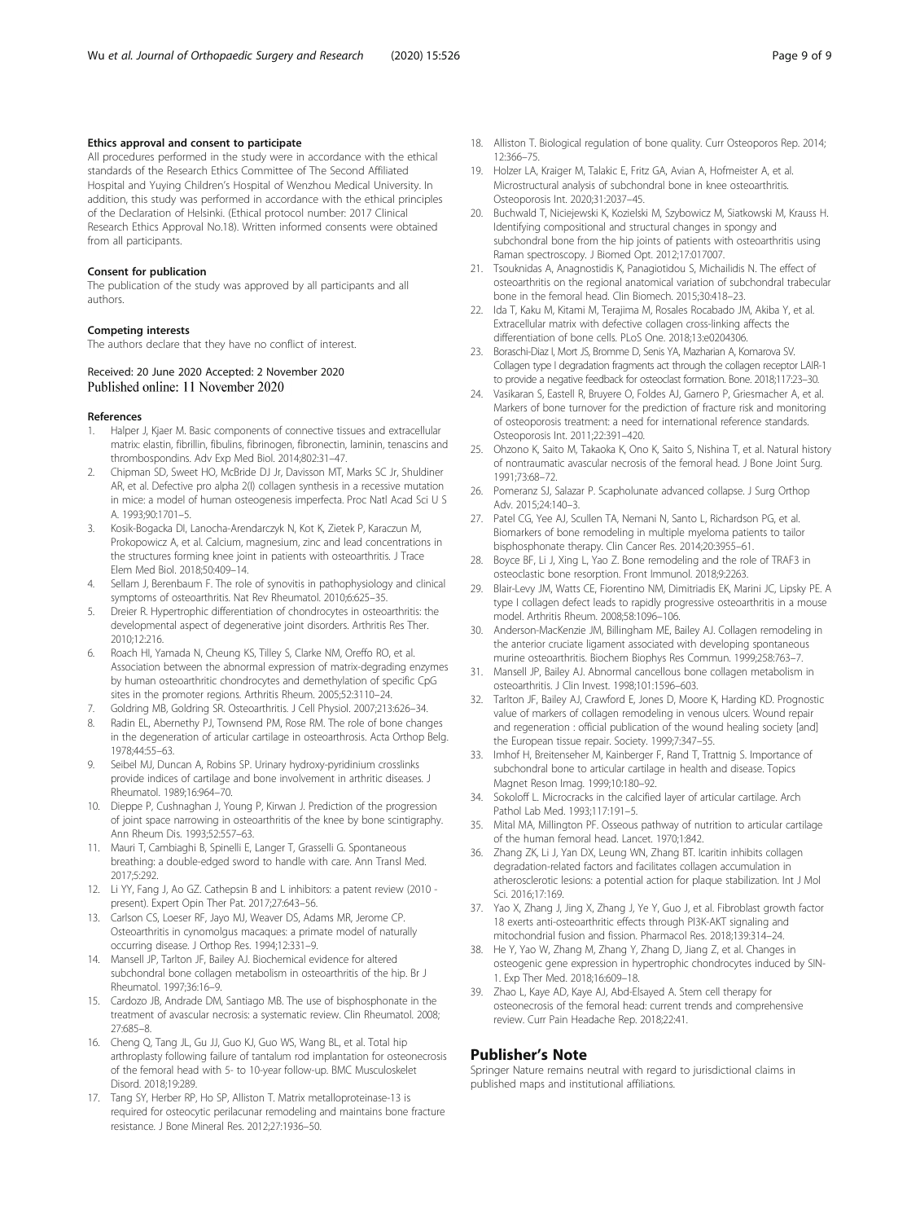#### Ethics approval and consent to participate

All procedures performed in the study were in accordance with the ethical standards of the Research Ethics Committee of The Second Affiliated Hospital and Yuying Children's Hospital of Wenzhou Medical University. In addition, this study was performed in accordance with the ethical principles of the Declaration of Helsinki. (Ethical protocol number: 2017 Clinical Research Ethics Approval No.18). Written informed consents were obtained from all participants.

#### Consent for publication

The publication of the study was approved by all participants and all authors.

#### Competing interests

The authors declare that they have no conflict of interest.

Received: 20 June 2020 Accepted: 2 November 2020
Published online: 11 November 2020

#### References

1. Halper J, Kjaer M. Basic components of connective tissues and extracellular matrix: elastin, fibrillin, fibulins, fibrinogen, fibronectin, laminin, tenascins and thrombospondins. Adv Exp Med Biol. 2014;802:31–47.
2. Chipman SD, Sweet HO, McBride DJ Jr, Davisson MT, Marks SC Jr, Shuldiner AR, et al. Defective pro alpha 2(I) collagen synthesis in a recessive mutation in mice: a model of human osteogenesis imperfecta. Proc Natl Acad Sci U S A. 1993;90:1701–5.
3. Kosik-Bogacka DI, Lanocha-Arendarczyk N, Kot K, Zietek P, Karaczun M, Prokopowicz A, et al. Calcium, magnesium, zinc and lead concentrations in the structures forming knee joint in patients with osteoarthritis. J Trace Elem Med Biol. 2018;50:409–14.
4. Sellam J, Berenbaum F. The role of synovitis in pathophysiology and clinical symptoms of osteoarthritis. Nat Rev Rheumatol. 2010;6:625–35.
5. Dreier R. Hypertrophic differentiation of chondrocytes in osteoarthritis: the developmental aspect of degenerative joint disorders. Arthritis Res Ther. 2010;12:216.
6. Roach HI, Yamada N, Cheung KS, Tilley S, Clarke NM, Oreffo RO, et al. Association between the abnormal expression of matrix-degrading enzymes by human osteoarthritic chondrocytes and demethylation of specific CpG sites in the promoter regions. Arthritis Rheum. 2005;52:3110–24.
7. Goldring MB, Goldring SR. Osteoarthritis. J Cell Physiol. 2007;213:626–34.
8. Radin EL, Abernethy PJ, Townsend PM, Rose RM. The role of bone changes in the degeneration of articular cartilage in osteoarthrosis. Acta Orthop Belg. 1978;44:55–63.
9. Seibel MJ, Duncan A, Robins SP. Urinary hydroxy-pyridinium crosslinks provide indices of cartilage and bone involvement in arthritic diseases. J Rheumatol. 1989;16:964–70.
10. Dieppe P, Cushnaghan J, Young P, Kirwan J. Prediction of the progression of joint space narrowing in osteoarthritis of the knee by bone scintigraphy. Ann Rheum Dis. 1993;52:557–63.
11. Mauri T, Cambiaghi B, Spinelli E, Langer T, Grasselli G. Spontaneous breathing: a double-edged sword to handle with care. Ann Transl Med. 2017;5:292.
12. Li YY, Fang J, Ao GZ. Cathepsin B and L inhibitors: a patent review (2010 - present). Expert Opin Ther Pat. 2017;27:643–56.
13. Carlson CS, Loeser RF, Jayo MJ, Weaver DS, Adams MR, Jerome CP. Osteoarthritis in cynomolgus macaques: a primate model of naturally occurring disease. J Orthop Res. 1994;12:331–9.
14. Mansell JP, Tarlton JF, Bailey AJ. Biochemical evidence for altered subchondral bone collagen metabolism in osteoarthritis of the hip. Br J Rheumatol. 1997;36:16–9.
15. Cardozo JB, Andrade DM, Santiago MB. The use of bisphosphonate in the treatment of avascular necrosis: a systematic review. Clin Rheumatol. 2008; 27:685–8.
16. Cheng Q, Tang JL, Gu JJ, Guo KJ, Guo WS, Wang BL, et al. Total hip arthroplasty following failure of tantalum rod implantation for osteonecrosis of the femoral head with 5- to 10-year follow-up. BMC Musculoskelet Disord. 2018;19:289.
17. Tang SY, Herber RP, Ho SP, Alliston T. Matrix metalloproteinase-13 is required for osteocytic perilacunar remodeling and maintains bone fracture resistance. J Bone Mineral Res. 2012;27:1936–50.
18. Alliston T. Biological regulation of bone quality. Curr Osteoporos Rep. 2014; 12:366–75.
19. Holzer LA, Kraiger M, Talakic E, Fritz GA, Avian A, Hofmeister A, et al. Microstructural analysis of subchondral bone in knee osteoarthritis. Osteoporosis Int. 2020;31:2037–45.
20. Buchwald T, Niciejewski K, Kozielski M, Szybowicz M, Siatkowski M, Krauss H. Identifying compositional and structural changes in spongy and subchondral bone from the hip joints of patients with osteoarthritis using Raman spectroscopy. J Biomed Opt. 2012;17:017007.
21. Tsouknidas A, Anagnostidis K, Panagiotidou S, Michailidis N. The effect of osteoarthritis on the regional anatomical variation of subchondral trabecular bone in the femoral head. Clin Biomech. 2015;30:418–23.
22. Ida T, Kaku M, Kitami M, Terajima M, Rosales Rocabado JM, Akiba Y, et al. Extracellular matrix with defective collagen cross-linking affects the differentiation of bone cells. PLoS One. 2018;13:e0204306.
23. Boraschi-Diaz I, Mort JS, Bromme D, Senis YA, Mazharian A, Komarova SV. Collagen type I degradation fragments act through the collagen receptor LAIR-1 to provide a negative feedback for osteoclast formation. Bone. 2018;117:23–30.
24. Vasikaran S, Eastell R, Bruyere O, Foldes AJ, Garnero P, Griesmacher A, et al. Markers of bone turnover for the prediction of fracture risk and monitoring of osteoporosis treatment: a need for international reference standards. Osteoporosis Int. 2011;22:391–420.
25. Ohzono K, Saito M, Takaoka K, Ono K, Saito S, Nishina T, et al. Natural history of nontraumatic avascular necrosis of the femoral head. J Bone Joint Surg. 1991;73:68–72.
26. Pomeranz SJ, Salazar P. Scapholunate advanced collapse. J Surg Orthop Adv. 2015;24:140–3.
27. Patel CG, Yee AJ, Scullen TA, Nemani N, Santo L, Richardson PG, et al. Biomarkers of bone remodeling in multiple myeloma patients to tailor bisphosphonate therapy. Clin Cancer Res. 2014;20:3955–61.
28. Boyce BF, Li J, Xing L, Yao Z. Bone remodeling and the role of TRAF3 in osteoclastic bone resorption. Front Immunol. 2018;9:2263.
29. Blair-Levy JM, Watts CE, Fiorentino NM, Dimitriadis EK, Marini JC, Lipsky PE. A type I collagen defect leads to rapidly progressive osteoarthritis in a mouse model. Arthritis Rheum. 2008;58:1096–106.
30. Anderson-MacKenzie JM, Billingham ME, Bailey AJ. Collagen remodeling in the anterior cruciate ligament associated with developing spontaneous murine osteoarthritis. Biochem Biophys Res Commun. 1999;258:763–7.
31. Mansell JP, Bailey AJ. Abnormal cancellous bone collagen metabolism in osteoarthritis. J Clin Invest. 1998;101:1596–603.
32. Tarlton JF, Bailey AJ, Crawford E, Jones D, Moore K, Harding KD. Prognostic value of markers of collagen remodeling in venous ulcers. Wound repair and regeneration : official publication of the wound healing society [and] the European tissue repair. Society. 1999;7:347–55.
33. Imhof H, Breitenseher M, Kainberger F, Rand T, Trattnig S. Importance of subchondral bone to articular cartilage in health and disease. Topics Magnet Reson Imag. 1999;10:180–92.
34. Sokoloff L. Microcracks in the calcified layer of articular cartilage. Arch Pathol Lab Med. 1993;117:191–5.
35. Mital MA, Millington PF. Osseous pathway of nutrition to articular cartilage of the human femoral head. Lancet. 1970;1:842.
36. Zhang ZK, Li J, Yan DX, Leung WN, Zhang BT. Icaritin inhibits collagen degradation-related factors and facilitates collagen accumulation in atherosclerotic lesions: a potential action for plaque stabilization. Int J Mol Sci. 2016;17:169.
37. Yao X, Zhang J, Jing X, Zhang J, Ye Y, Guo J, et al. Fibroblast growth factor 18 exerts anti-osteoarthritic effects through PI3K-AKT signaling and mitochondrial fusion and fission. Pharmacol Res. 2018;139:314–24.
38. He Y, Yao W, Zhang M, Zhang Y, Zhang D, Jiang Z, et al. Changes in osteogenic gene expression in hypertrophic chondrocytes induced by SIN-1. Exp Ther Med. 2018;16:609–18.
39. Zhao L, Kaye AD, Kaye AJ, Abd-Elsayed A. Stem cell therapy for osteonecrosis of the femoral head: current trends and comprehensive review. Curr Pain Headache Rep. 2018;22:41.

## Publisher's Note

Springer Nature remains neutral with regard to jurisdictional claims in published maps and institutional affiliations.